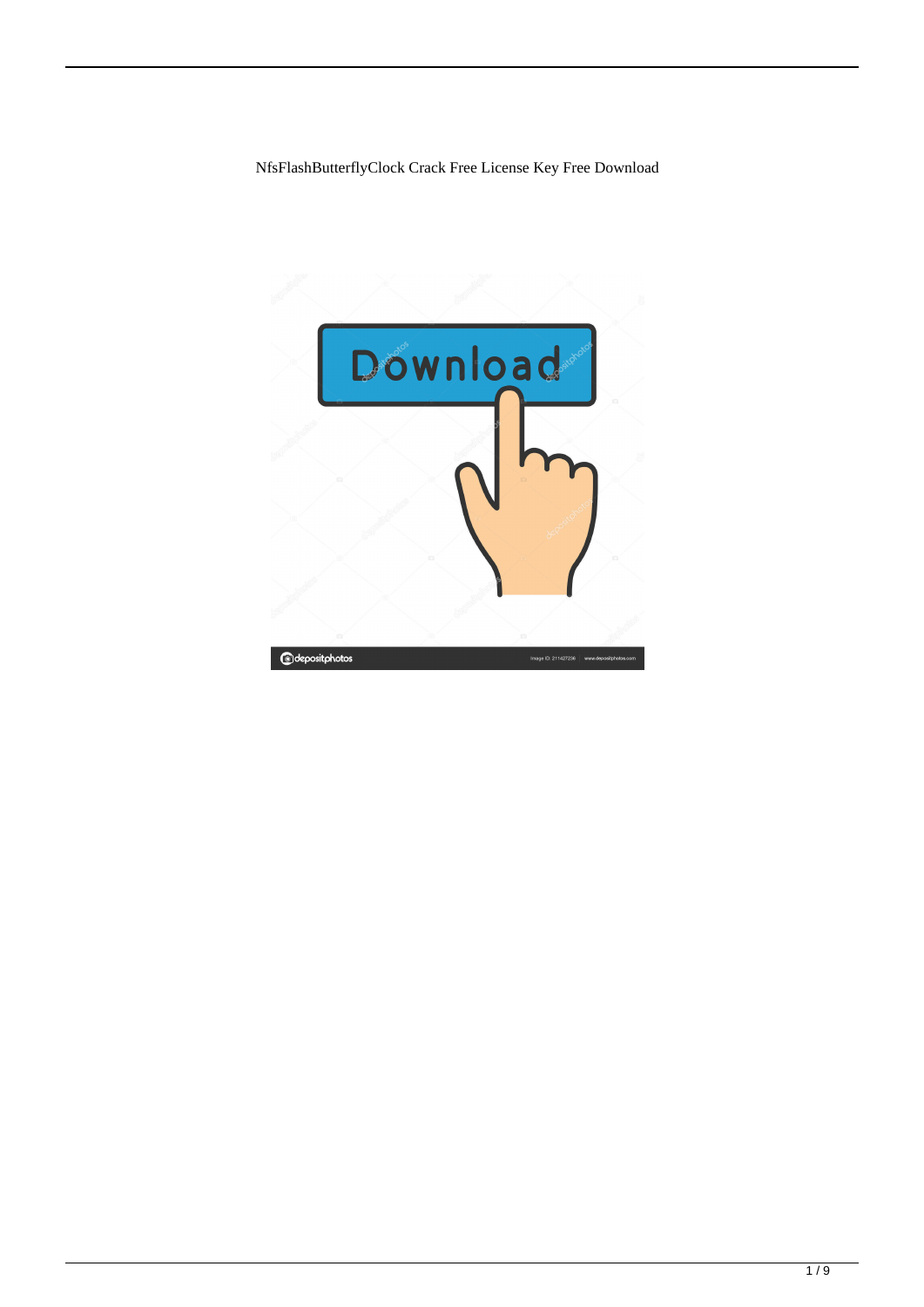NfsFlashButterflyClock Crack Free License Key Free Download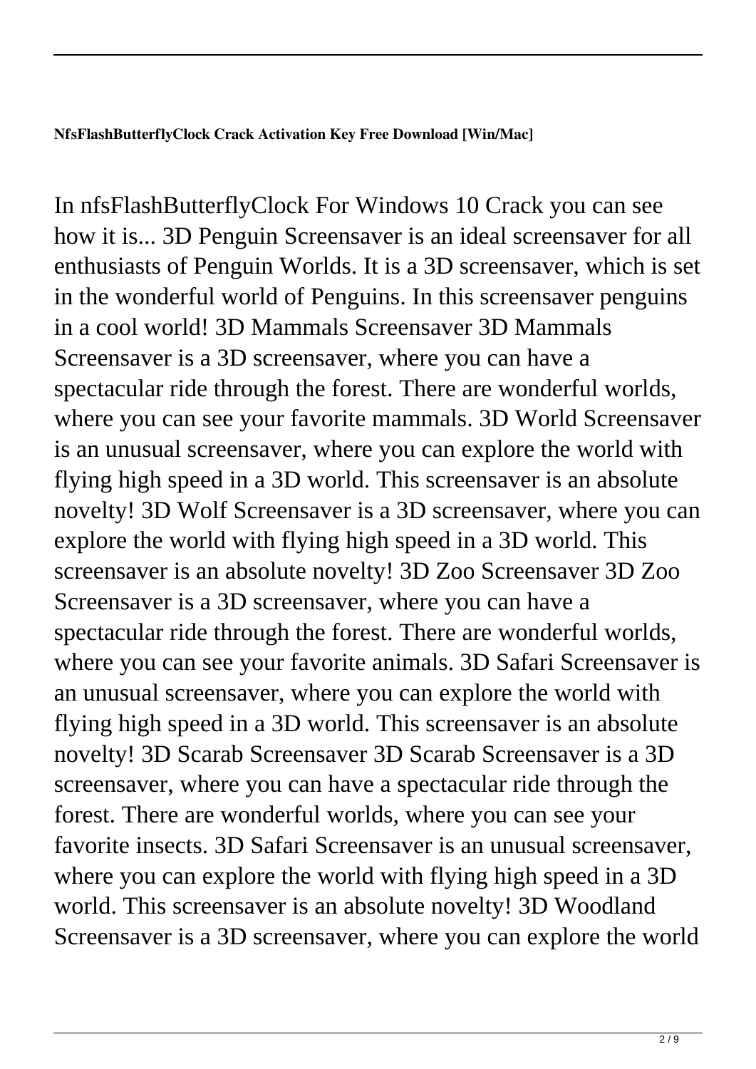**NfsFlashButterflyClock Crack Activation Key Free Download [Win/Mac]**

In nfsFlashButterflyClock For Windows 10 Crack you can see how it is... 3D Penguin Screensaver is an ideal screensaver for all enthusiasts of Penguin Worlds. It is a 3D screensaver, which is set in the wonderful world of Penguins. In this screensaver penguins in a cool world! 3D Mammals Screensaver 3D Mammals Screensaver is a 3D screensaver, where you can have a spectacular ride through the forest. There are wonderful worlds, where you can see your favorite mammals. 3D World Screensaver is an unusual screensaver, where you can explore the world with flying high speed in a 3D world. This screensaver is an absolute novelty! 3D Wolf Screensaver is a 3D screensaver, where you can explore the world with flying high speed in a 3D world. This screensaver is an absolute novelty! 3D Zoo Screensaver 3D Zoo Screensaver is a 3D screensaver, where you can have a spectacular ride through the forest. There are wonderful worlds, where you can see your favorite animals. 3D Safari Screensaver is an unusual screensaver, where you can explore the world with flying high speed in a 3D world. This screensaver is an absolute novelty! 3D Scarab Screensaver 3D Scarab Screensaver is a 3D screensaver, where you can have a spectacular ride through the forest. There are wonderful worlds, where you can see your favorite insects. 3D Safari Screensaver is an unusual screensaver, where you can explore the world with flying high speed in a 3D world. This screensaver is an absolute novelty! 3D Woodland Screensaver is a 3D screensaver, where you can explore the world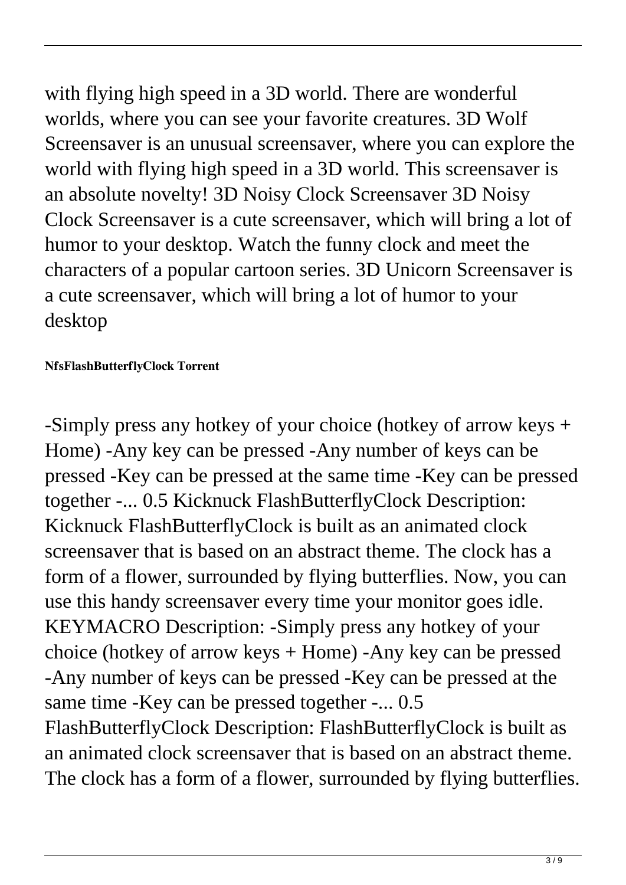with flying high speed in a 3D world. There are wonderful worlds, where you can see your favorite creatures. 3D Wolf Screensaver is an unusual screensaver, where you can explore the world with flying high speed in a 3D world. This screensaver is an absolute novelty! 3D Noisy Clock Screensaver 3D Noisy Clock Screensaver is a cute screensaver, which will bring a lot of humor to your desktop. Watch the funny clock and meet the characters of a popular cartoon series. 3D Unicorn Screensaver is a cute screensaver, which will bring a lot of humor to your desktop

**NfsFlashButterflyClock Torrent**

-Simply press any hotkey of your choice (hotkey of arrow keys + Home) -Any key can be pressed -Any number of keys can be pressed -Key can be pressed at the same time -Key can be pressed together -... 0.5 Kicknuck FlashButterflyClock Description: Kicknuck FlashButterflyClock is built as an animated clock screensaver that is based on an abstract theme. The clock has a form of a flower, surrounded by flying butterflies. Now, you can use this handy screensaver every time your monitor goes idle. KEYMACRO Description: -Simply press any hotkey of your choice (hotkey of arrow keys + Home) -Any key can be pressed -Any number of keys can be pressed -Key can be pressed at the same time -Key can be pressed together -... 0.5 FlashButterflyClock Description: FlashButterflyClock is built as an animated clock screensaver that is based on an abstract theme. The clock has a form of a flower, surrounded by flying butterflies.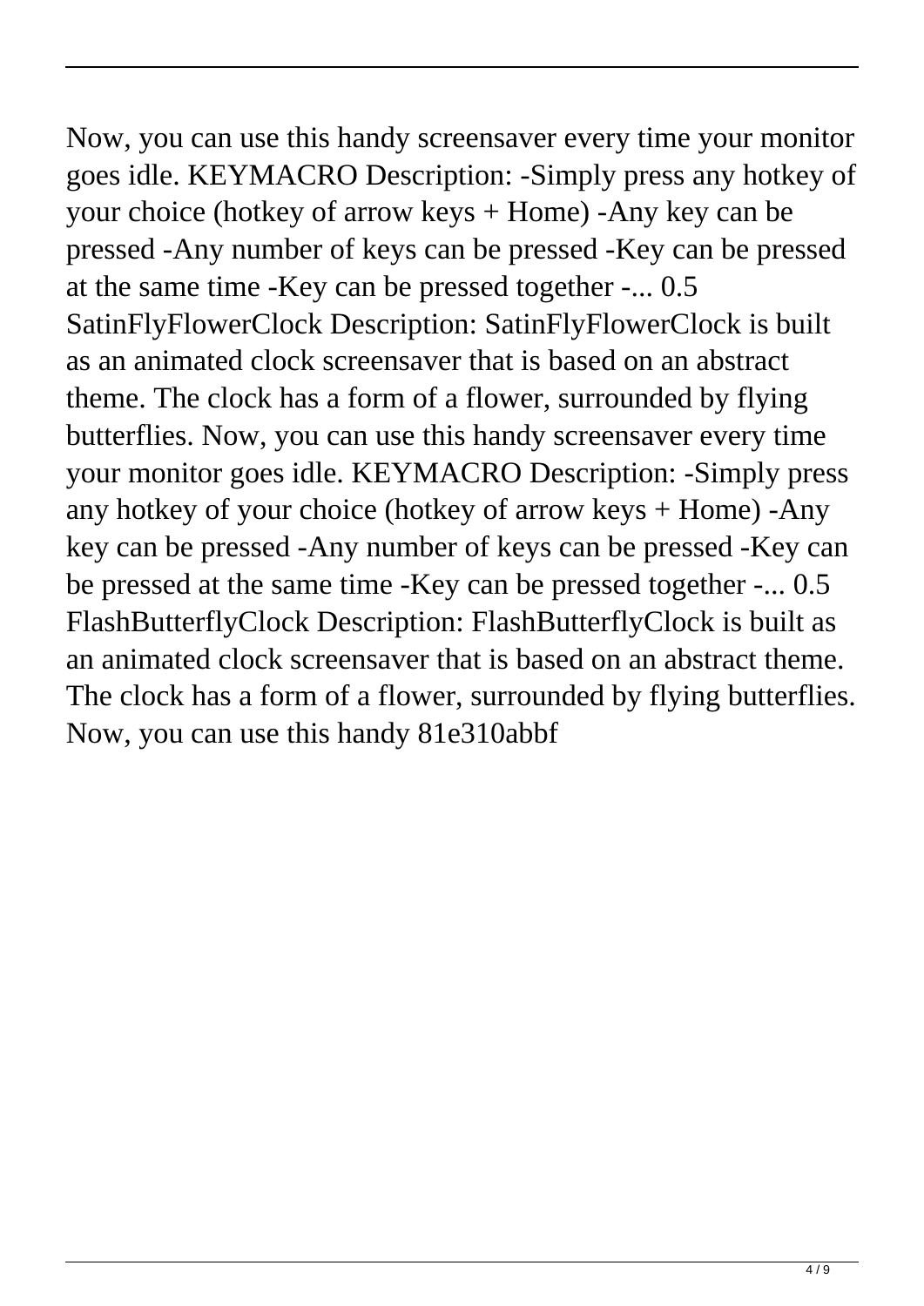Now, you can use this handy screensaver every time your monitor goes idle. KEYMACRO Description: -Simply press any hotkey of your choice (hotkey of arrow keys + Home) -Any key can be pressed -Any number of keys can be pressed -Key can be pressed at the same time -Key can be pressed together -... 0.5 SatinFlyFlowerClock Description: SatinFlyFlowerClock is built as an animated clock screensaver that is based on an abstract theme. The clock has a form of a flower, surrounded by flying butterflies. Now, you can use this handy screensaver every time your monitor goes idle. KEYMACRO Description: -Simply press any hotkey of your choice (hotkey of arrow keys + Home) -Any key can be pressed -Any number of keys can be pressed -Key can be pressed at the same time -Key can be pressed together -... 0.5 FlashButterflyClock Description: FlashButterflyClock is built as an animated clock screensaver that is based on an abstract theme. The clock has a form of a flower, surrounded by flying butterflies. Now, you can use this handy 81e310abbf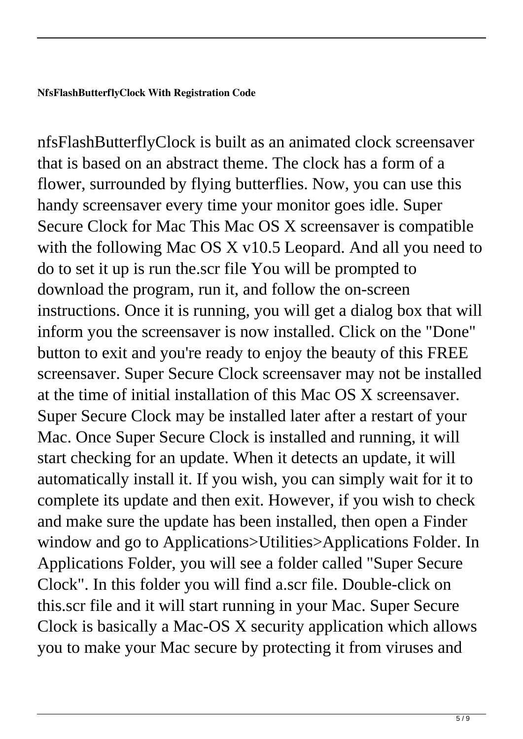**NfsFlashButterflyClock With Registration Code**

nfsFlashButterflyClock is built as an animated clock screensaver that is based on an abstract theme. The clock has a form of a flower, surrounded by flying butterflies. Now, you can use this handy screensaver every time your monitor goes idle. Super Secure Clock for Mac This Mac OS X screensaver is compatible with the following Mac OS X v10.5 Leopard. And all you need to do to set it up is run the.scr file You will be prompted to download the program, run it, and follow the on-screen instructions. Once it is running, you will get a dialog box that will inform you the screensaver is now installed. Click on the "Done" button to exit and you're ready to enjoy the beauty of this FREE screensaver. Super Secure Clock screensaver may not be installed at the time of initial installation of this Mac OS X screensaver. Super Secure Clock may be installed later after a restart of your Mac. Once Super Secure Clock is installed and running, it will start checking for an update. When it detects an update, it will automatically install it. If you wish, you can simply wait for it to complete its update and then exit. However, if you wish to check and make sure the update has been installed, then open a Finder window and go to Applications>Utilities>Applications Folder. In Applications Folder, you will see a folder called "Super Secure Clock". In this folder you will find a.scr file. Double-click on this.scr file and it will start running in your Mac. Super Secure Clock is basically a Mac-OS X security application which allows you to make your Mac secure by protecting it from viruses and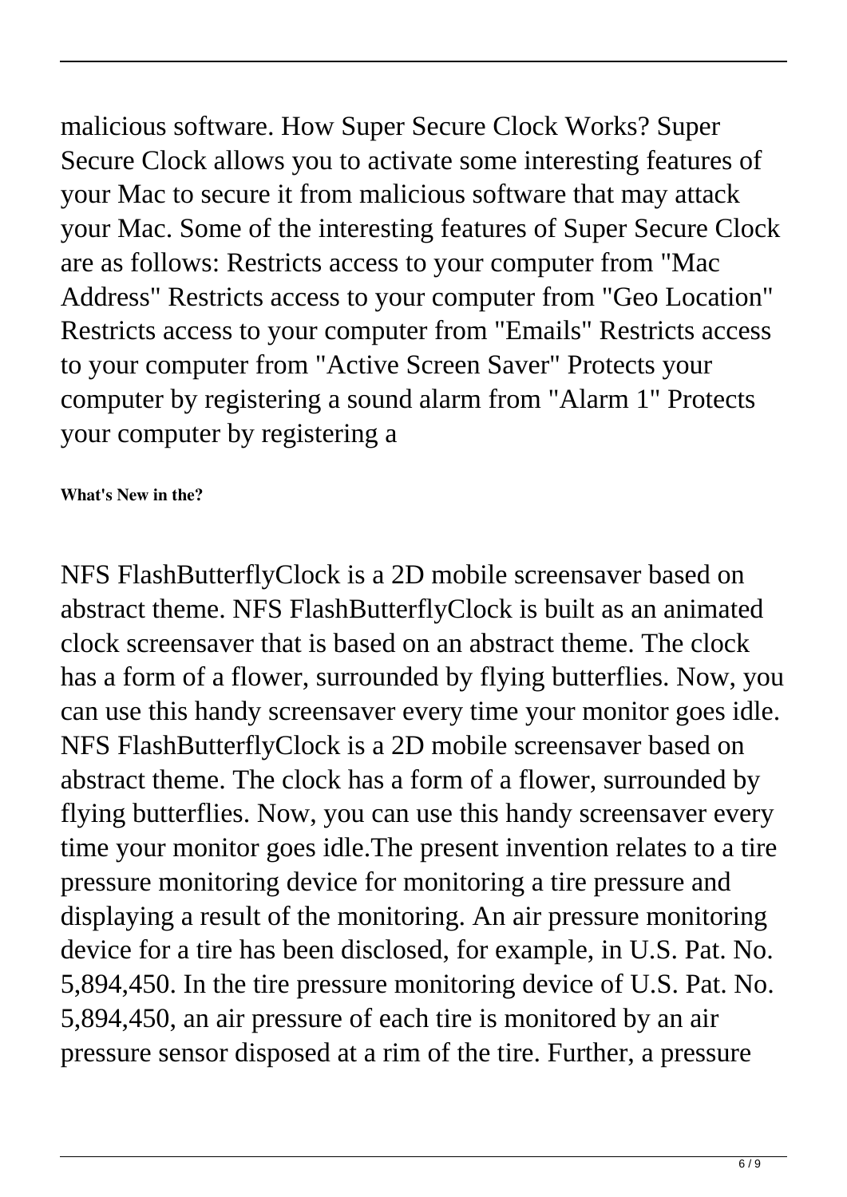malicious software. How Super Secure Clock Works? Super Secure Clock allows you to activate some interesting features of your Mac to secure it from malicious software that may attack your Mac. Some of the interesting features of Super Secure Clock are as follows: Restricts access to your computer from "Mac Address" Restricts access to your computer from "Geo Location" Restricts access to your computer from "Emails" Restricts access to your computer from "Active Screen Saver" Protects your computer by registering a sound alarm from "Alarm 1" Protects your computer by registering a

**What's New in the?**

NFS FlashButterflyClock is a 2D mobile screensaver based on abstract theme. NFS FlashButterflyClock is built as an animated clock screensaver that is based on an abstract theme. The clock has a form of a flower, surrounded by flying butterflies. Now, you can use this handy screensaver every time your monitor goes idle. NFS FlashButterflyClock is a 2D mobile screensaver based on abstract theme. The clock has a form of a flower, surrounded by flying butterflies. Now, you can use this handy screensaver every time your monitor goes idle.The present invention relates to a tire pressure monitoring device for monitoring a tire pressure and displaying a result of the monitoring. An air pressure monitoring device for a tire has been disclosed, for example, in U.S. Pat. No. 5,894,450. In the tire pressure monitoring device of U.S. Pat. No. 5,894,450, an air pressure of each tire is monitored by an air pressure sensor disposed at a rim of the tire. Further, a pressure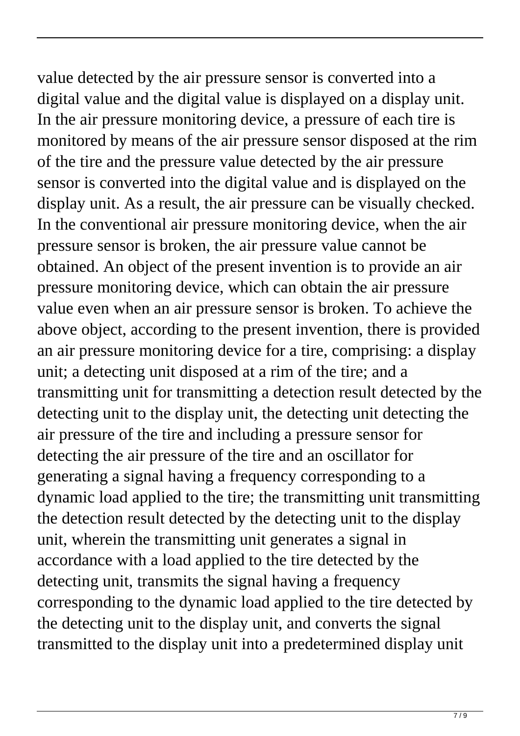value detected by the air pressure sensor is converted into a digital value and the digital value is displayed on a display unit. In the air pressure monitoring device, a pressure of each tire is monitored by means of the air pressure sensor disposed at the rim of the tire and the pressure value detected by the air pressure sensor is converted into the digital value and is displayed on the display unit. As a result, the air pressure can be visually checked. In the conventional air pressure monitoring device, when the air pressure sensor is broken, the air pressure value cannot be obtained. An object of the present invention is to provide an air pressure monitoring device, which can obtain the air pressure value even when an air pressure sensor is broken. To achieve the above object, according to the present invention, there is provided an air pressure monitoring device for a tire, comprising: a display unit; a detecting unit disposed at a rim of the tire; and a transmitting unit for transmitting a detection result detected by the detecting unit to the display unit, the detecting unit detecting the air pressure of the tire and including a pressure sensor for detecting the air pressure of the tire and an oscillator for generating a signal having a frequency corresponding to a dynamic load applied to the tire; the transmitting unit transmitting the detection result detected by the detecting unit to the display unit, wherein the transmitting unit generates a signal in accordance with a load applied to the tire detected by the detecting unit, transmits the signal having a frequency corresponding to the dynamic load applied to the tire detected by the detecting unit to the display unit, and converts the signal transmitted to the display unit into a predetermined display unit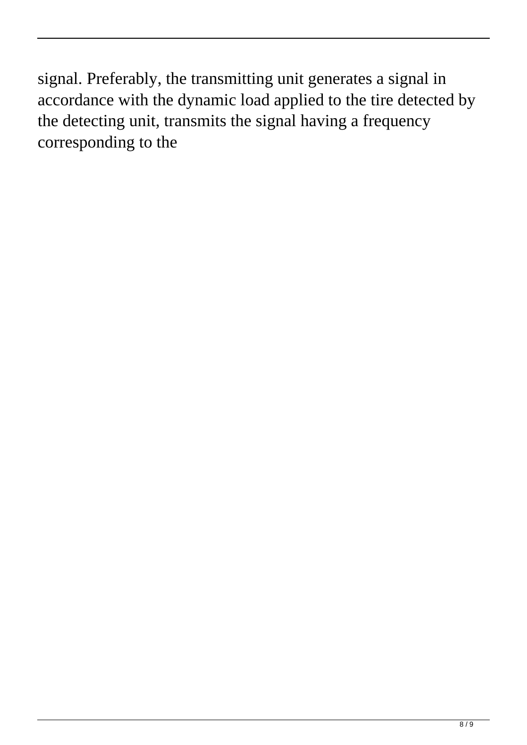signal. Preferably, the transmitting unit generates a signal in accordance with the dynamic load applied to the tire detected by the detecting unit, transmits the signal having a frequency corresponding to the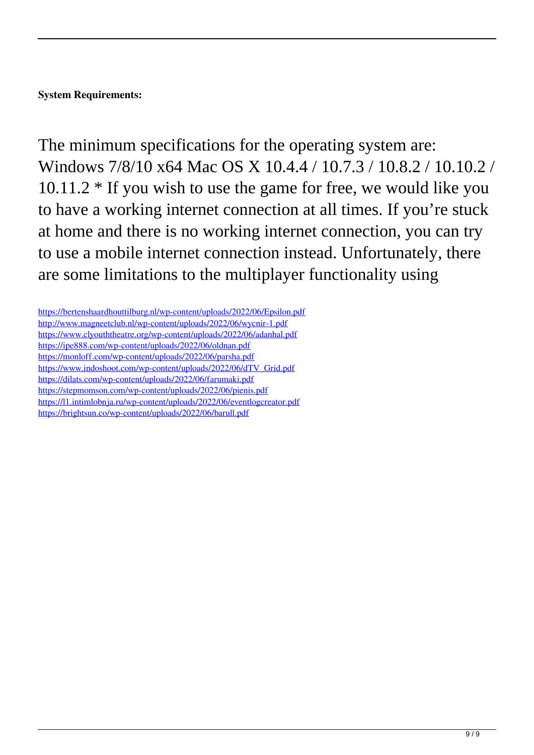**System Requirements:**

The minimum specifications for the operating system are: Windows 7/8/10 x64 Mac OS X 10.4.4 / 10.7.3 / 10.8.2 / 10.10.2 / 10.11.2 * If you wish to use the game for free, we would like you to have a working internet connection at all times. If you're stuck at home and there is no working internet connection, you can try to use a mobile internet connection instead. Unfortunately, there are some limitations to the multiplayer functionality using

https://bertenshaardhouttilburg.nl/wp-content/uploads/2022/06/Epsilon.pdf
http://www.magneetclub.nl/wp-content/uploads/2022/06/wycnir-1.pdf
https://www.clyouththeatre.org/wp-content/uploads/2022/06/adanhal.pdf
https://ipe888.com/wp-content/uploads/2022/06/oldnan.pdf
https://monloff.com/wp-content/uploads/2022/06/parsha.pdf
https://www.indoshoot.com/wp-content/uploads/2022/06/dTV_Grid.pdf
https://dilats.com/wp-content/uploads/2022/06/farumaki.pdf
https://stepmomson.com/wp-content/uploads/2022/06/pienis.pdf
https://l1.intimlobnja.ru/wp-content/uploads/2022/06/eventlogcreator.pdf
https://brightsun.co/wp-content/uploads/2022/06/barull.pdf